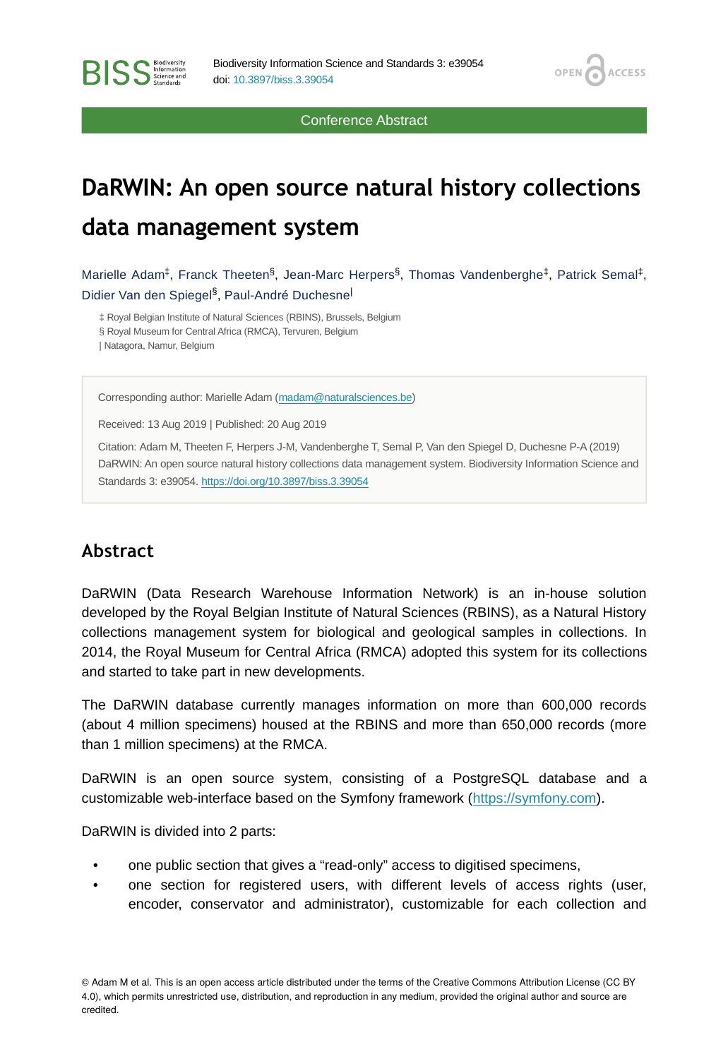Conference Abstract

# DaRWIN: An open source natural history collections data management system

Marielle Adam[‡], Franck Theeten[§], Jean-Marc Herpers[§], Thomas Vandenberghe[‡], Patrick Semal[‡], Didier Van den Spiegel[§], Paul-André Duchesne[|]

‡ Royal Belgian Institute of Natural Sciences (RBINS), Brussels, Belgium
§ Royal Museum for Central Africa (RMCA), Tervuren, Belgium
| Natagora, Namur, Belgium

Corresponding author: Marielle Adam (madam@naturalsciences.be)

Received: 13 Aug 2019 | Published: 20 Aug 2019

Citation: Adam M, Theeten F, Herpers J-M, Vandenberghe T, Semal P, Van den Spiegel D, Duchesne P-A (2019) DaRWIN: An open source natural history collections data management system. Biodiversity Information Science and Standards 3: e39054. https://doi.org/10.3897/biss.3.39054

## Abstract

DaRWIN (Data Research Warehouse Information Network) is an in-house solution developed by the Royal Belgian Institute of Natural Sciences (RBINS), as a Natural History collections management system for biological and geological samples in collections. In 2014, the Royal Museum for Central Africa (RMCA) adopted this system for its collections and started to take part in new developments.

The DaRWIN database currently manages information on more than 600,000 records (about 4 million specimens) housed at the RBINS and more than 650,000 records (more than 1 million specimens) at the RMCA.

DaRWIN is an open source system, consisting of a PostgreSQL database and a customizable web-interface based on the Symfony framework (https://symfony.com).

DaRWIN is divided into 2 parts:

- one public section that gives a "read-only" access to digitised specimens,
- one section for registered users, with different levels of access rights (user, encoder, conservator and administrator), customizable for each collection and

© Adam M et al. This is an open access article distributed under the terms of the Creative Commons Attribution License (CC BY 4.0), which permits unrestricted use, distribution, and reproduction in any medium, provided the original author and source are credited.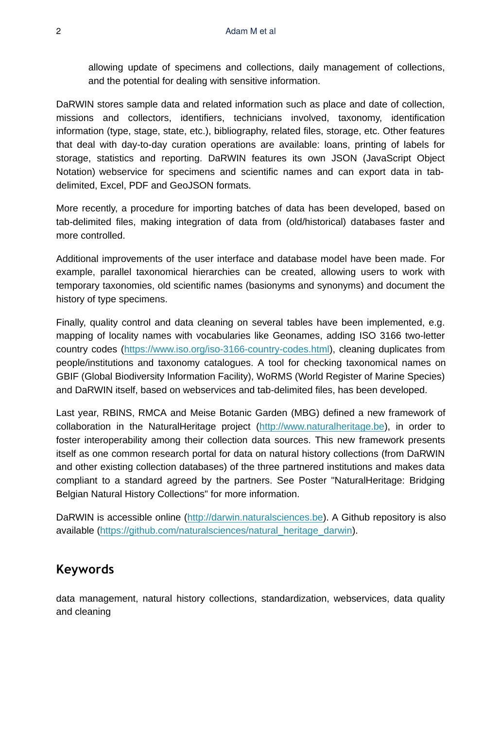allowing update of specimens and collections, daily management of collections, and the potential for dealing with sensitive information.

DaRWIN stores sample data and related information such as place and date of collection, missions and collectors, identifiers, technicians involved, taxonomy, identification information (type, stage, state, etc.), bibliography, related files, storage, etc. Other features that deal with day-to-day curation operations are available: loans, printing of labels for storage, statistics and reporting. DaRWIN features its own JSON (JavaScript Object Notation) webservice for specimens and scientific names and can export data in tab-delimited, Excel, PDF and GeoJSON formats.

More recently, a procedure for importing batches of data has been developed, based on tab-delimited files, making integration of data from (old/historical) databases faster and more controlled.

Additional improvements of the user interface and database model have been made. For example, parallel taxonomical hierarchies can be created, allowing users to work with temporary taxonomies, old scientific names (basionyms and synonyms) and document the history of type specimens.

Finally, quality control and data cleaning on several tables have been implemented, e.g. mapping of locality names with vocabularies like Geonames, adding ISO 3166 two-letter country codes (https://www.iso.org/iso-3166-country-codes.html), cleaning duplicates from people/institutions and taxonomy catalogues. A tool for checking taxonomical names on GBIF (Global Biodiversity Information Facility), WoRMS (World Register of Marine Species) and DaRWIN itself, based on webservices and tab-delimited files, has been developed.

Last year, RBINS, RMCA and Meise Botanic Garden (MBG) defined a new framework of collaboration in the NaturalHeritage project (http://www.naturalheritage.be), in order to foster interoperability among their collection data sources. This new framework presents itself as one common research portal for data on natural history collections (from DaRWIN and other existing collection databases) of the three partnered institutions and makes data compliant to a standard agreed by the partners. See Poster "NaturalHeritage: Bridging Belgian Natural History Collections" for more information.

DaRWIN is accessible online (http://darwin.naturalsciences.be). A Github repository is also available (https://github.com/naturalsciences/natural_heritage_darwin).

## Keywords

data management, natural history collections, standardization, webservices, data quality and cleaning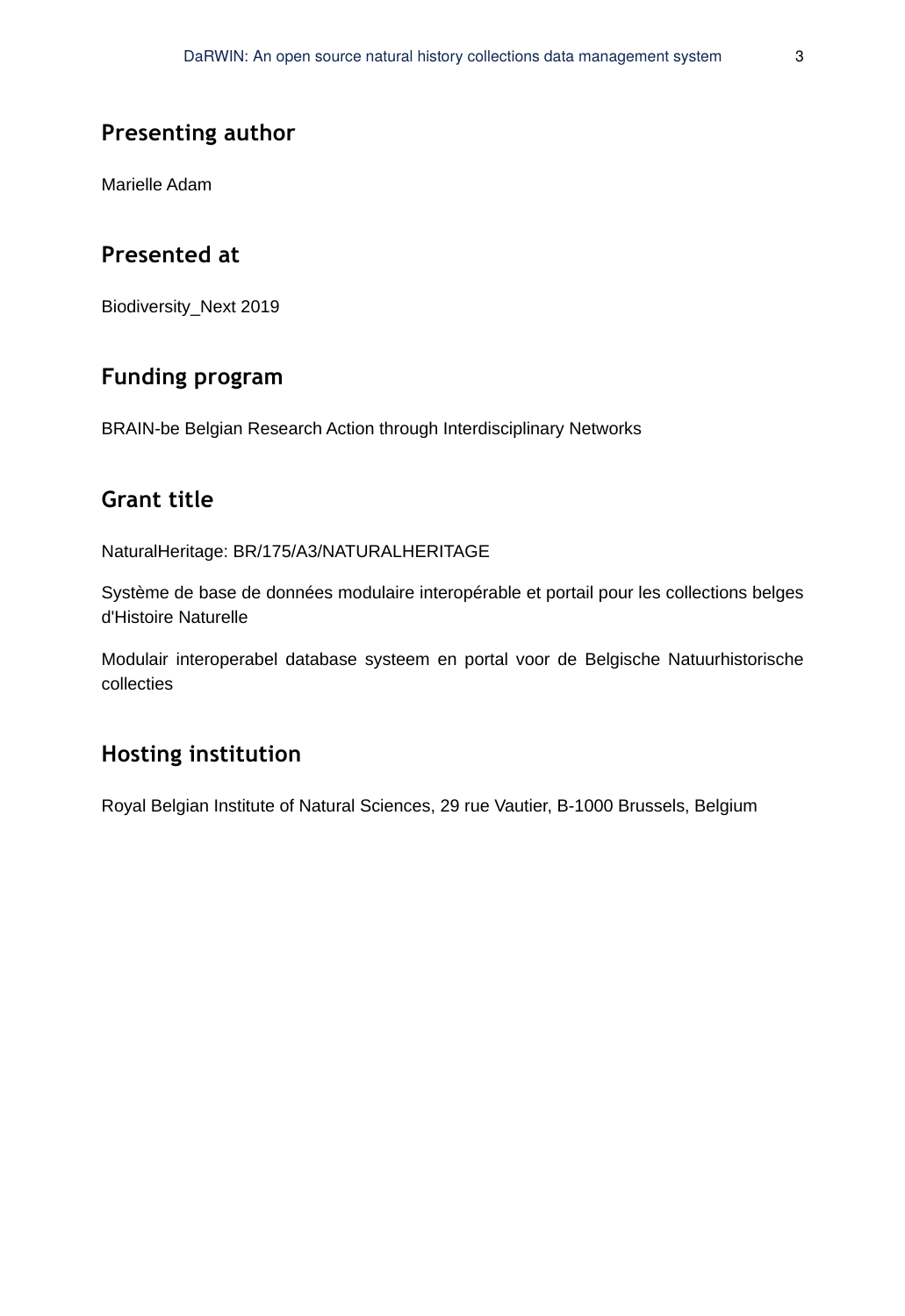## Presenting author

Marielle Adam

## Presented at

Biodiversity_Next 2019

## Funding program

BRAIN-be Belgian Research Action through Interdisciplinary Networks

## Grant title

NaturalHeritage: BR/175/A3/NATURALHERITAGE

Système de base de données modulaire interopérable et portail pour les collections belges d'Histoire Naturelle

Modulair interoperabel database systeem en portal voor de Belgische Natuurhistorische collecties

## Hosting institution

Royal Belgian Institute of Natural Sciences, 29 rue Vautier, B-1000 Brussels, Belgium